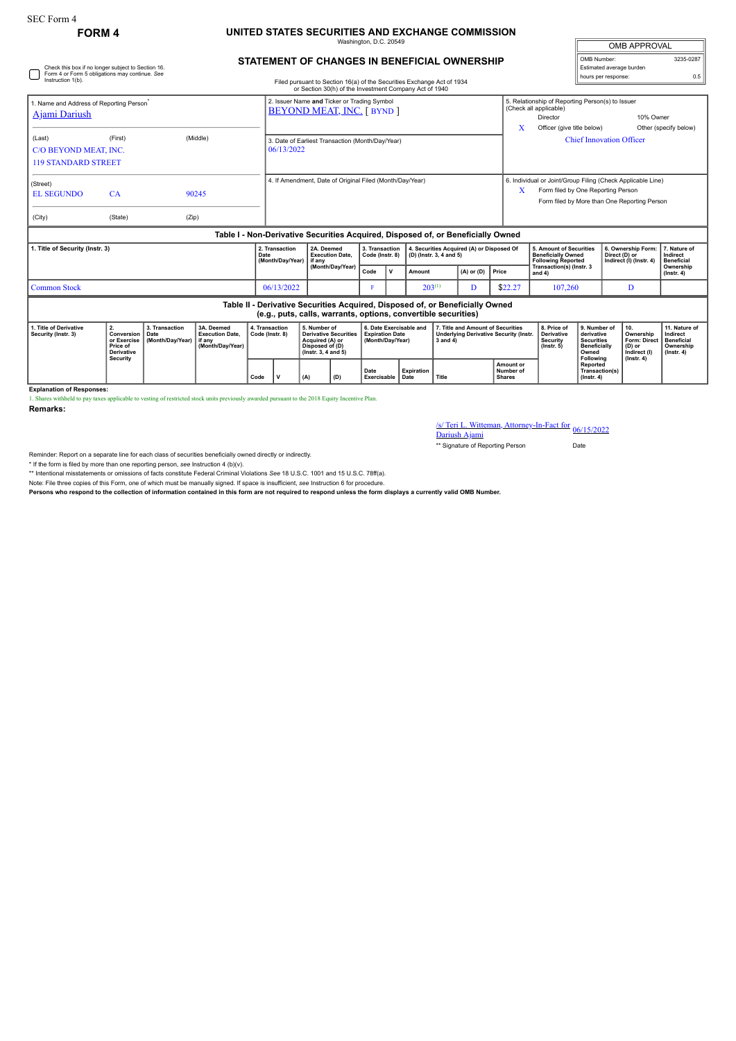SEC Form 4

# FORM 4

## UNITED STATES SECURITIES AND EXCHANGE COMMISSION

Washington, D.C. 20549

## STATEMENT OF CHANGES IN BENEFICIAL OWNERSHIP

Filed pursuant to Section 16(a) of the Securities Exchange Act of 1934 or Section 30(h) of the Investment Company Act of 1940

| OMB APPROVAL | |
|---|---|
| OMB Number: | 3235-0287 |
| Estimated average burden | |
| hours per response: | 0.5 |

☐ Check this box if no longer subject to Section 16. Form 4 or Form 5 obligations may continue. *See* Instruction 1(b).

1. Name and Address of Reporting Person*
Ajami Dariush

(Last) (First) (Middle)
C/O BEYOND MEAT, INC.
119 STANDARD STREET

(Street)
EL SEGUNDO CA 90245

(City) (State) (Zip)

2. Issuer Name **and** Ticker or Trading Symbol
BEYOND MEAT, INC. [ BYND ]

3. Date of Earliest Transaction (Month/Day/Year)
06/13/2022

4. If Amendment, Date of Original Filed (Month/Day/Year)

5. Relationship of Reporting Person(s) to Issuer (Check all applicable)
Director | 10% Owner
X Officer (give title below) | Other (specify below)
Chief Innovation Officer

6. Individual or Joint/Group Filing (Check Applicable Line)
X Form filed by One Reporting Person
Form filed by More than One Reporting Person

### Table I - Non-Derivative Securities Acquired, Disposed of, or Beneficially Owned

| 1. Title of Security (Instr. 3) | 2. Transaction Date (Month/Day/Year) | 2A. Deemed Execution Date, if any (Month/Day/Year) | 3. Transaction Code (Instr. 8) | | 4. Securities Acquired (A) or Disposed Of (D) (Instr. 3, 4 and 5) | | | 5. Amount of Securities Beneficially Owned Following Reported Transaction(s) (Instr. 3 and 4) | 6. Ownership Form: Direct (D) or Indirect (I) (Instr. 4) | 7. Nature of Indirect Beneficial Ownership (Instr. 4) |
|---|---|---|---|---|---|---|---|---|---|---|
| | | | Code | V | Amount | (A) or (D) | Price | | | |
| Common Stock | 06/13/2022 | | F | | 203[(1)] | D | $22.27 | 107,260 | D | |

### Table II - Derivative Securities Acquired, Disposed of, or Beneficially Owned (e.g., puts, calls, warrants, options, convertible securities)

| 1. Title of Derivative Security (Instr. 3) | 2. Conversion or Exercise Price of Derivative Security | 3. Transaction Date (Month/Day/Year) | 3A. Deemed Execution Date, if any (Month/Day/Year) | 4. Transaction Code (Instr. 8) | | 5. Number of Derivative Securities Acquired (A) or Disposed of (D) (Instr. 3, 4 and 5) | | 6. Date Exercisable and Expiration Date (Month/Day/Year) | | 7. Title and Amount of Securities Underlying Derivative Security (Instr. 3 and 4) | | 8. Price of Derivative Security (Instr. 5) | 9. Number of derivative Securities Beneficially Owned Following Reported Transaction(s) (Instr. 4) | 10. Ownership Form: Direct (D) or Indirect (I) (Instr. 4) | 11. Nature of Indirect Beneficial Ownership (Instr. 4) |
|---|---|---|---|---|---|---|---|---|---|---|---|---|---|---|---|
| | | | | Code | V | (A) | (D) | Date Exercisable | Expiration Date | Title | Amount or Number of Shares | | | | |

**Explanation of Responses:**

1. Shares withheld to pay taxes applicable to vesting of restricted stock units previously awarded pursuant to the 2018 Equity Incentive Plan.

**Remarks:**

/s/ Teri L. Witteman, Attorney-In-Fact for Dariush Ajami — 06/15/2022

** Signature of Reporting Person — Date

Reminder: Report on a separate line for each class of securities beneficially owned directly or indirectly.

* If the form is filed by more than one reporting person, *see* Instruction 4 (b)(v).

** Intentional misstatements or omissions of facts constitute Federal Criminal Violations *See* 18 U.S.C. 1001 and 15 U.S.C. 78ff(a).

Note: File three copies of this Form, one of which must be manually signed. If space is insufficient, *see* Instruction 6 for procedure.

**Persons who respond to the collection of information contained in this form are not required to respond unless the form displays a currently valid OMB Number.**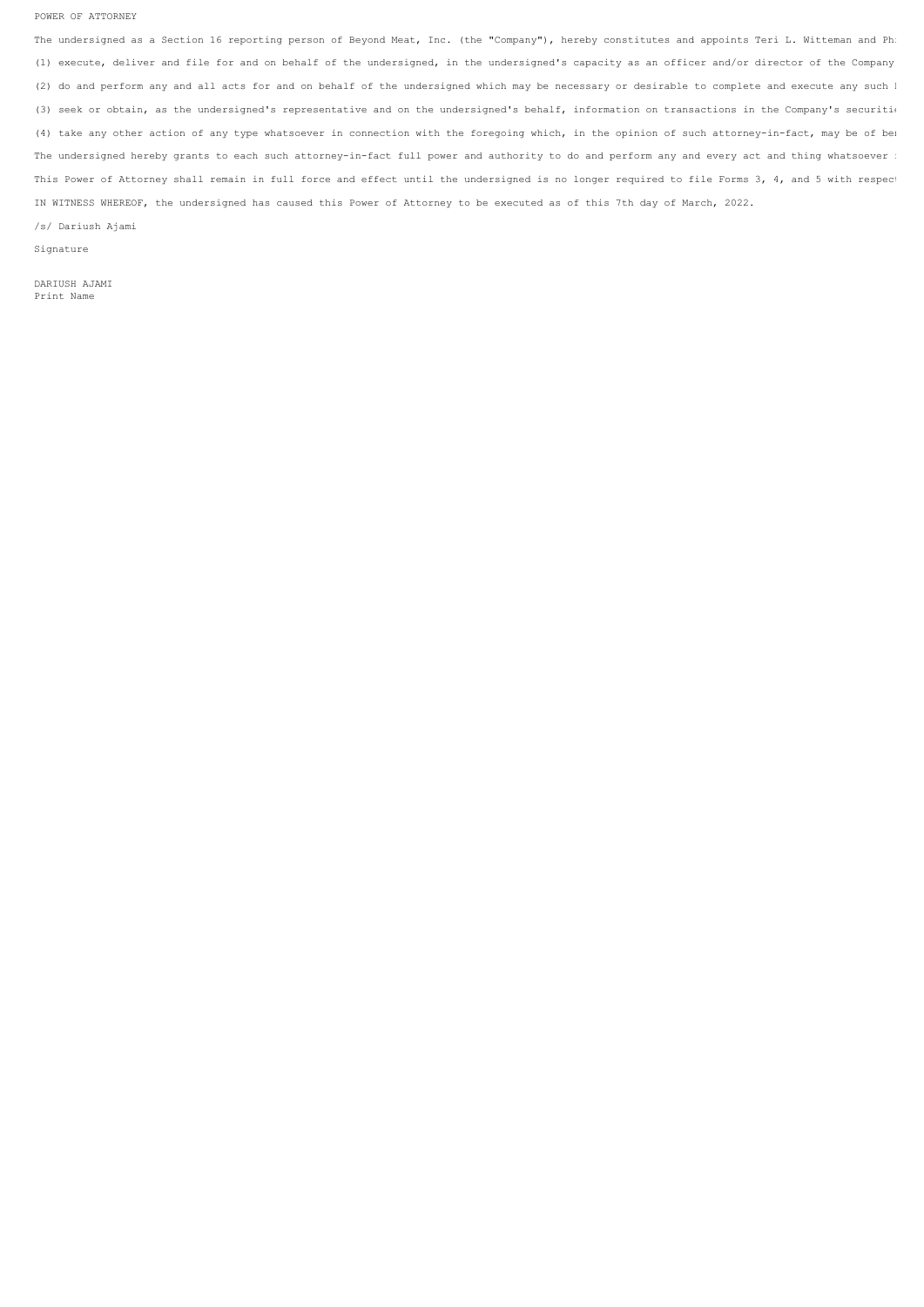POWER OF ATTORNEY

The undersigned as a Section 16 reporting person of Beyond Meat, Inc. (the "Company"), hereby constitutes and appoints Teri L. Witteman and Ph

(1) execute, deliver and file for and on behalf of the undersigned, in the undersigned's capacity as an officer and/or director of the Company

(2) do and perform any and all acts for and on behalf of the undersigned which may be necessary or desirable to complete and execute any such

(3) seek or obtain, as the undersigned's representative and on the undersigned's behalf, information on transactions in the Company's securiti

(4) take any other action of any type whatsoever in connection with the foregoing which, in the opinion of such attorney-in-fact, may be of be

The undersigned hereby grants to each such attorney-in-fact full power and authority to do and perform any and every act and thing whatsoever

This Power of Attorney shall remain in full force and effect until the undersigned is no longer required to file Forms 3, 4, and 5 with respec

IN WITNESS WHEREOF, the undersigned has caused this Power of Attorney to be executed as of this 7th day of March, 2022.

/s/ Dariush Ajami

Signature

DARIUSH AJAMI
Print Name